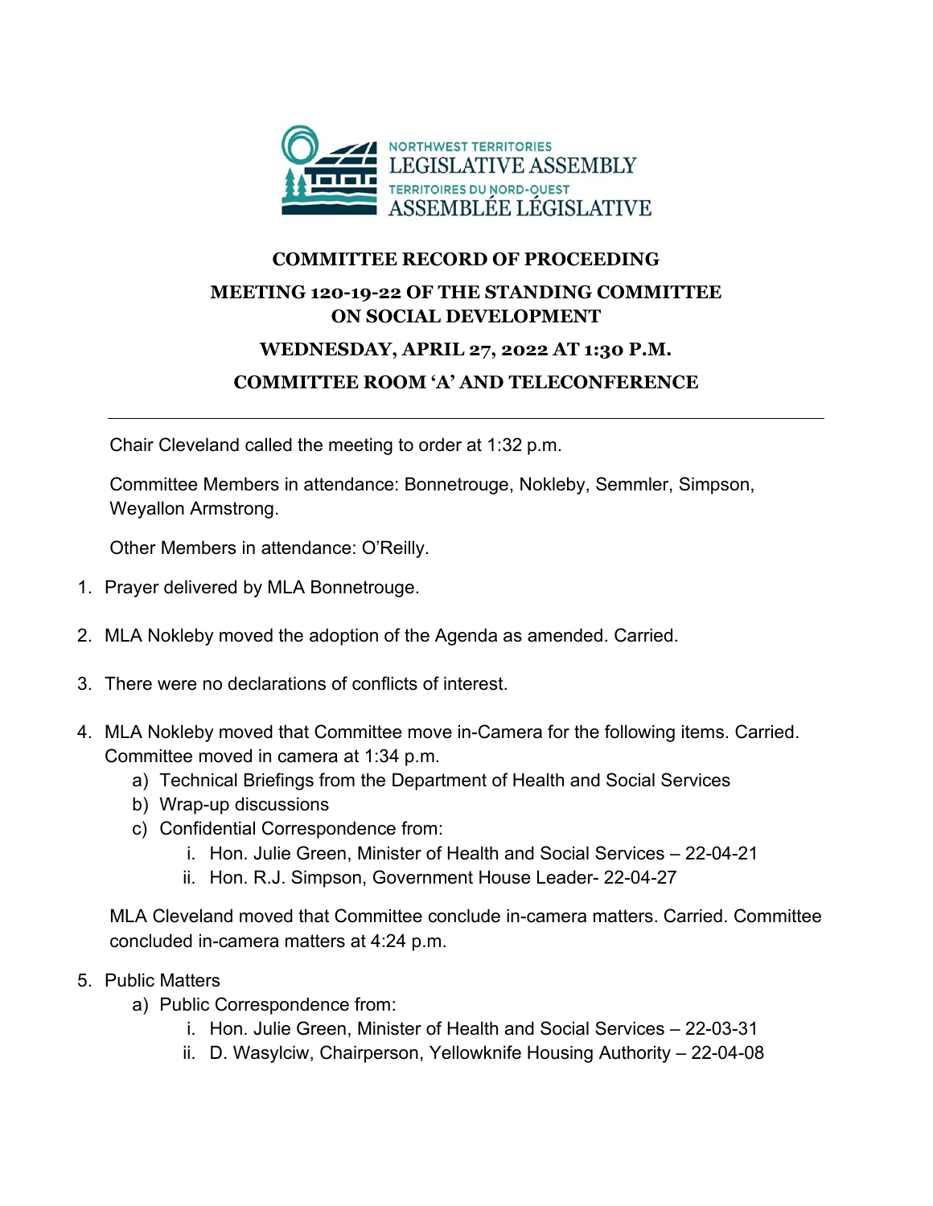NORTHWEST TERRITORIES
LEGISLATIVE ASSEMBLY
TERRITOIRES DU NORD-OUEST
ASSEMBLÉE LÉGISLATIVE

# COMMITTEE RECORD OF PROCEEDING

## MEETING 120-19-22 OF THE STANDING COMMITTEE ON SOCIAL DEVELOPMENT

## WEDNESDAY, APRIL 27, 2022 AT 1:30 P.M.

## COMMITTEE ROOM 'A' AND TELECONFERENCE

---

Chair Cleveland called the meeting to order at 1:32 p.m.

Committee Members in attendance: Bonnetrouge, Nokleby, Semmler, Simpson, Weyallon Armstrong.

Other Members in attendance: O'Reilly.

1. Prayer delivered by MLA Bonnetrouge.

2. MLA Nokleby moved the adoption of the Agenda as amended. Carried.

3. There were no declarations of conflicts of interest.

4. MLA Nokleby moved that Committee move in-Camera for the following items. Carried. Committee moved in camera at 1:34 p.m.
   a) Technical Briefings from the Department of Health and Social Services
   b) Wrap-up discussions
   c) Confidential Correspondence from:
      i. Hon. Julie Green, Minister of Health and Social Services – 22-04-21
      ii. Hon. R.J. Simpson, Government House Leader- 22-04-27

   MLA Cleveland moved that Committee conclude in-camera matters. Carried. Committee concluded in-camera matters at 4:24 p.m.

5. Public Matters
   a) Public Correspondence from:
      i. Hon. Julie Green, Minister of Health and Social Services – 22-03-31
      ii. D. Wasylciw, Chairperson, Yellowknife Housing Authority – 22-04-08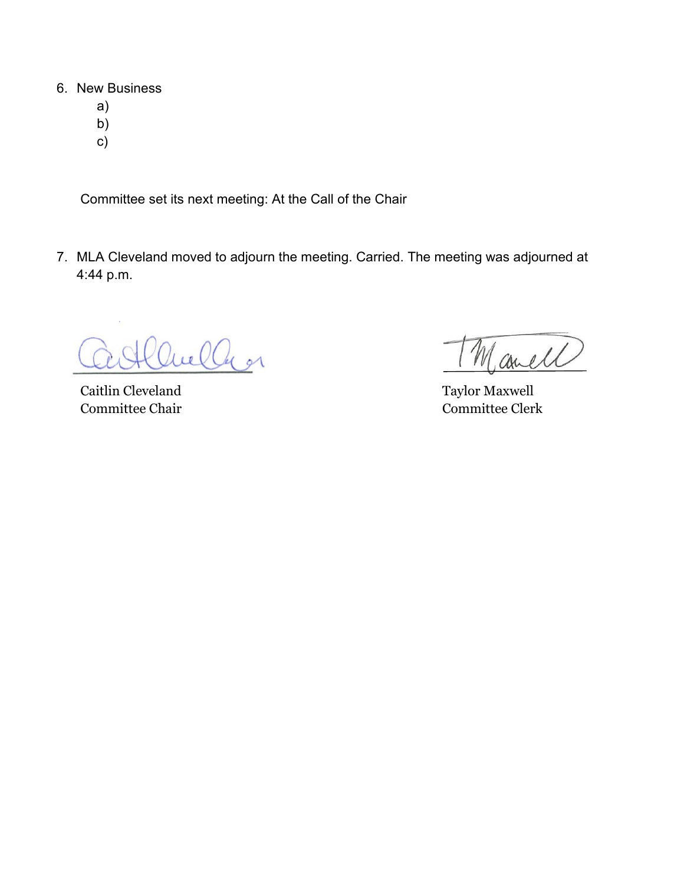6. New Business
    a)
    b)
    c)

Committee set its next meeting: At the Call of the Chair

7. MLA Cleveland moved to adjourn the meeting. Carried. The meeting was adjourned at 4:44 p.m.

Caitlin Cleveland
Committee Chair

Taylor Maxwell
Committee Clerk